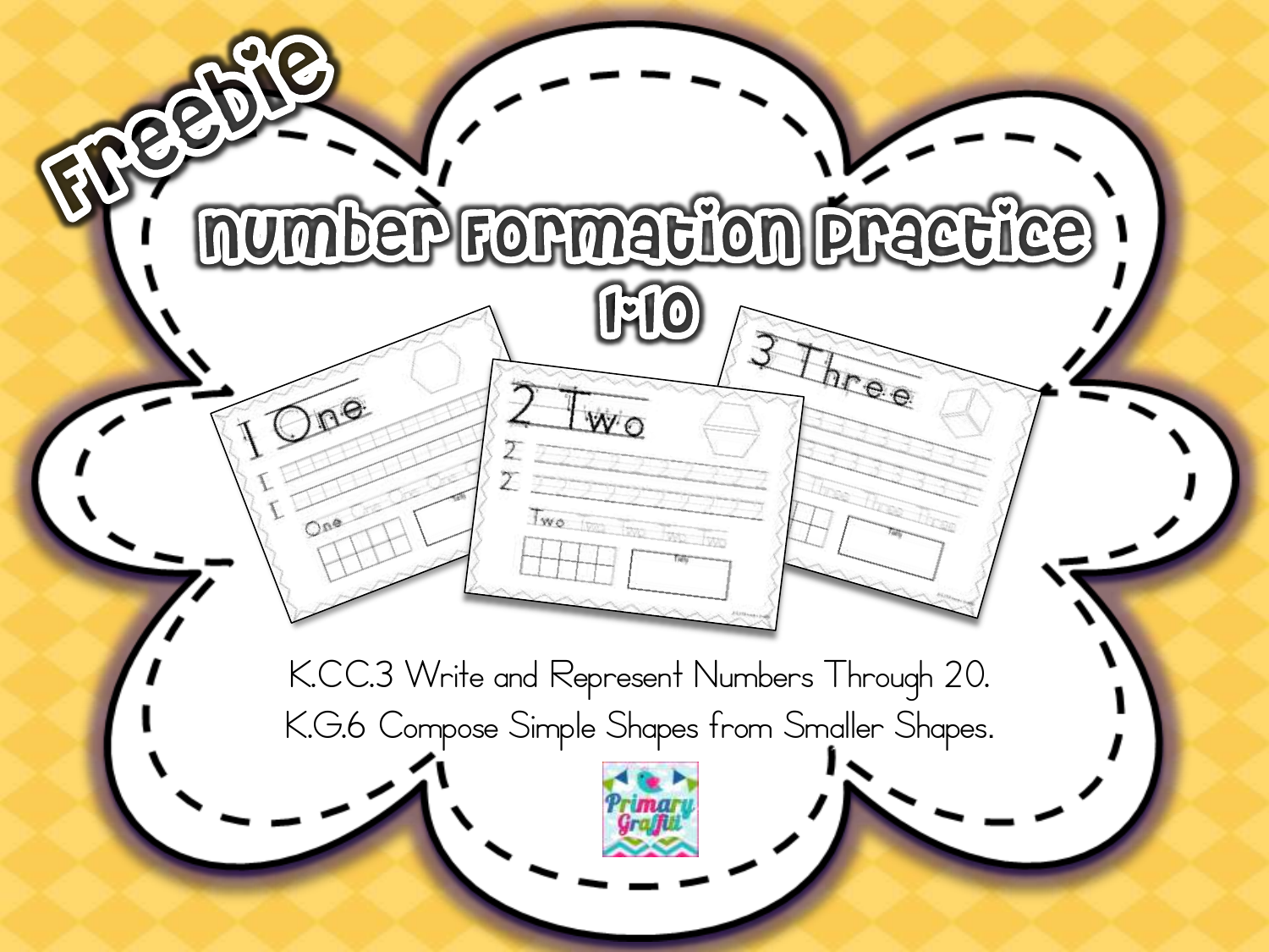Freebie

# Number Formation Practice 1-10

K.CC.3 Write and Represent Numbers Through 20.

K.G.6 Compose Simple Shapes from Smaller Shapes.

Primary Graffiti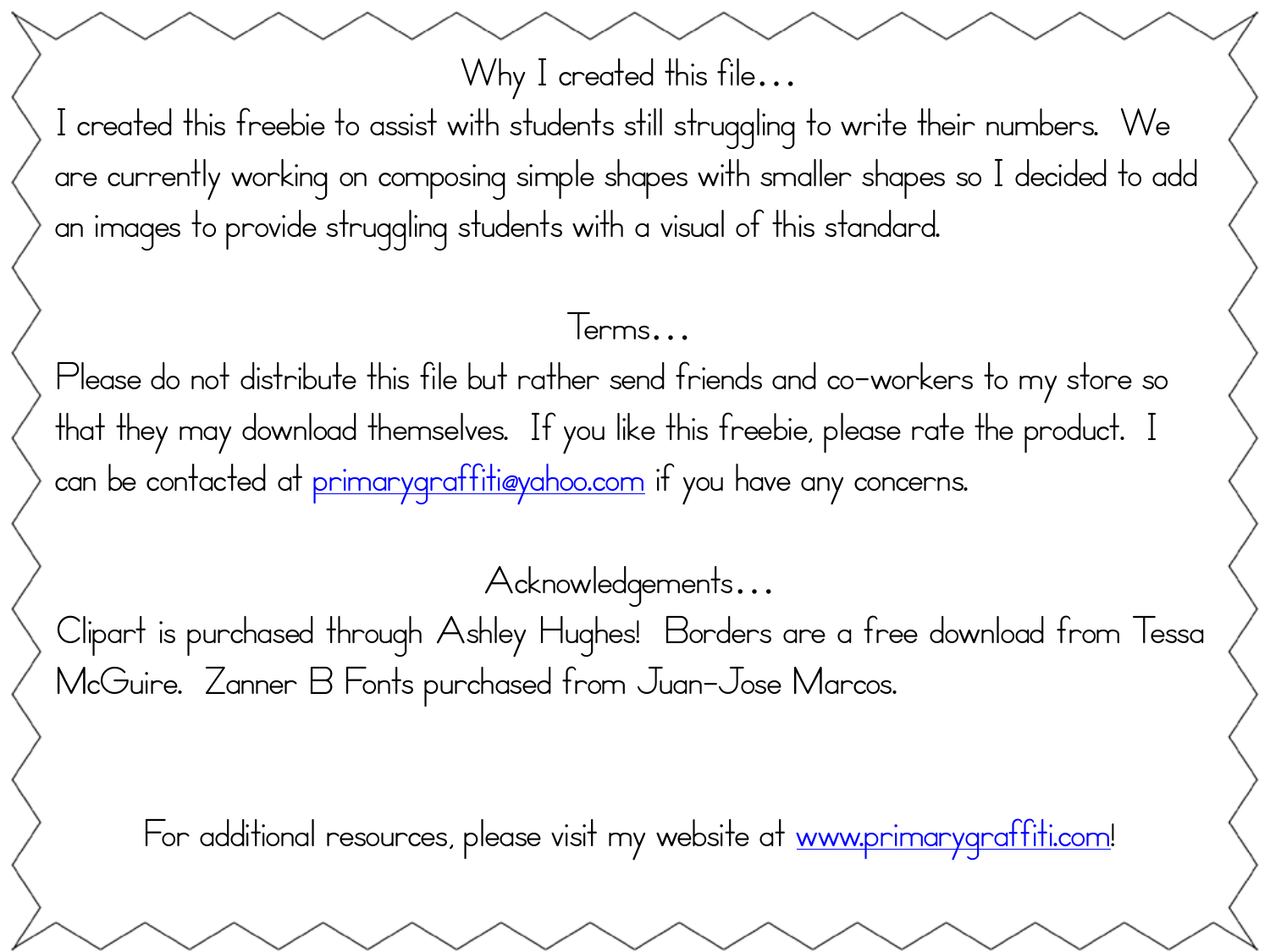## Why I created this file…

I created this freebie to assist with students still struggling to write their numbers. We are currently working on composing simple shapes with smaller shapes so I decided to add an images to provide struggling students with a visual of this standard.

## Terms…

Please do not distribute this file but rather send friends and co-workers to my store so that they may download themselves. If you like this freebie, please rate the product. I can be contacted at primarygraffiti@yahoo.com if you have any concerns.

## Acknowledgements…

Clipart is purchased through Ashley Hughes! Borders are a free download from Tessa McGuire. Zanner B Fonts purchased from Juan-Jose Marcos.

For additional resources, please visit my website at www.primarygraffiti.com!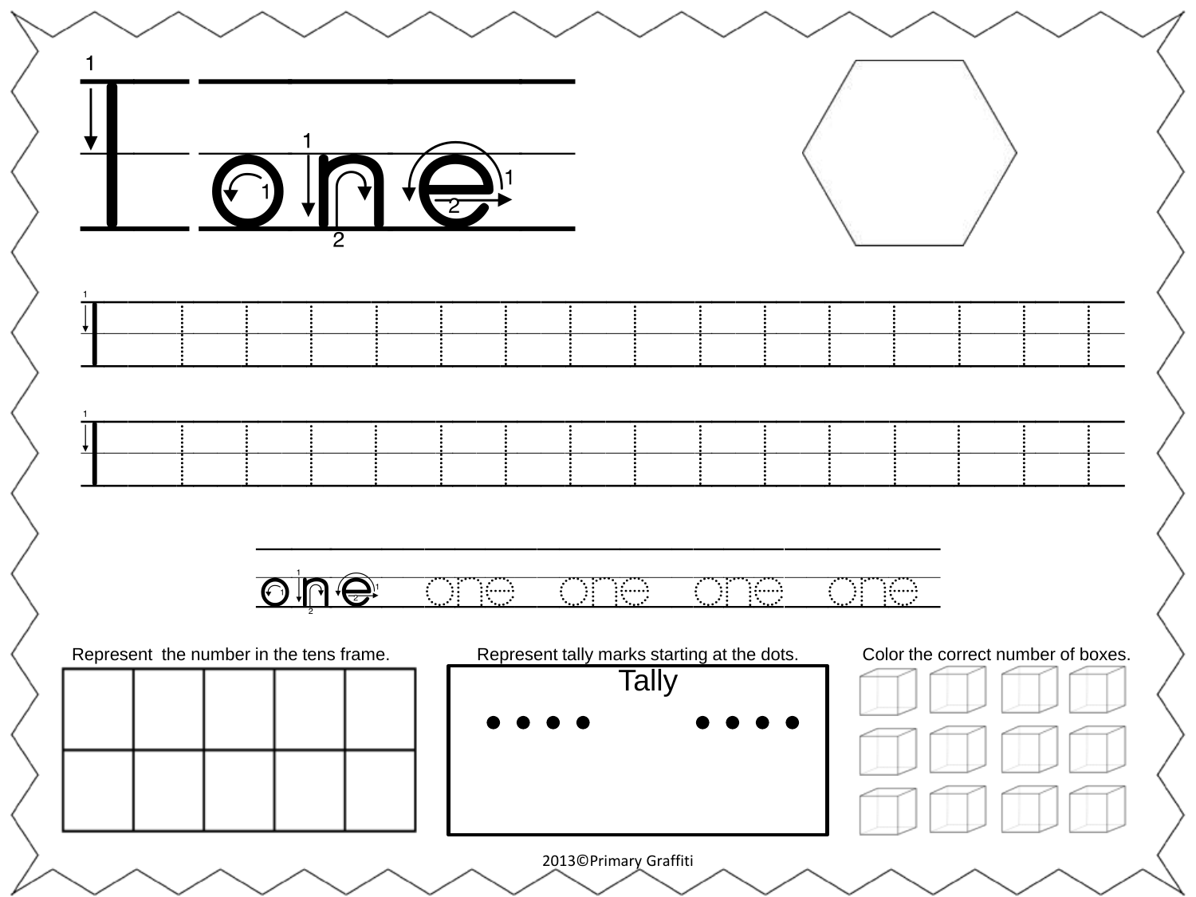# 1 one

1

one one one one one

Represent the number in the tens frame.

|  |  |  |  |  |
|---|---|---|---|---|
|  |  |  |  |  |
|  |  |  |  |  |

Represent tally marks starting at the dots.

Tally

Color the correct number of boxes.

2013©Primary Graffiti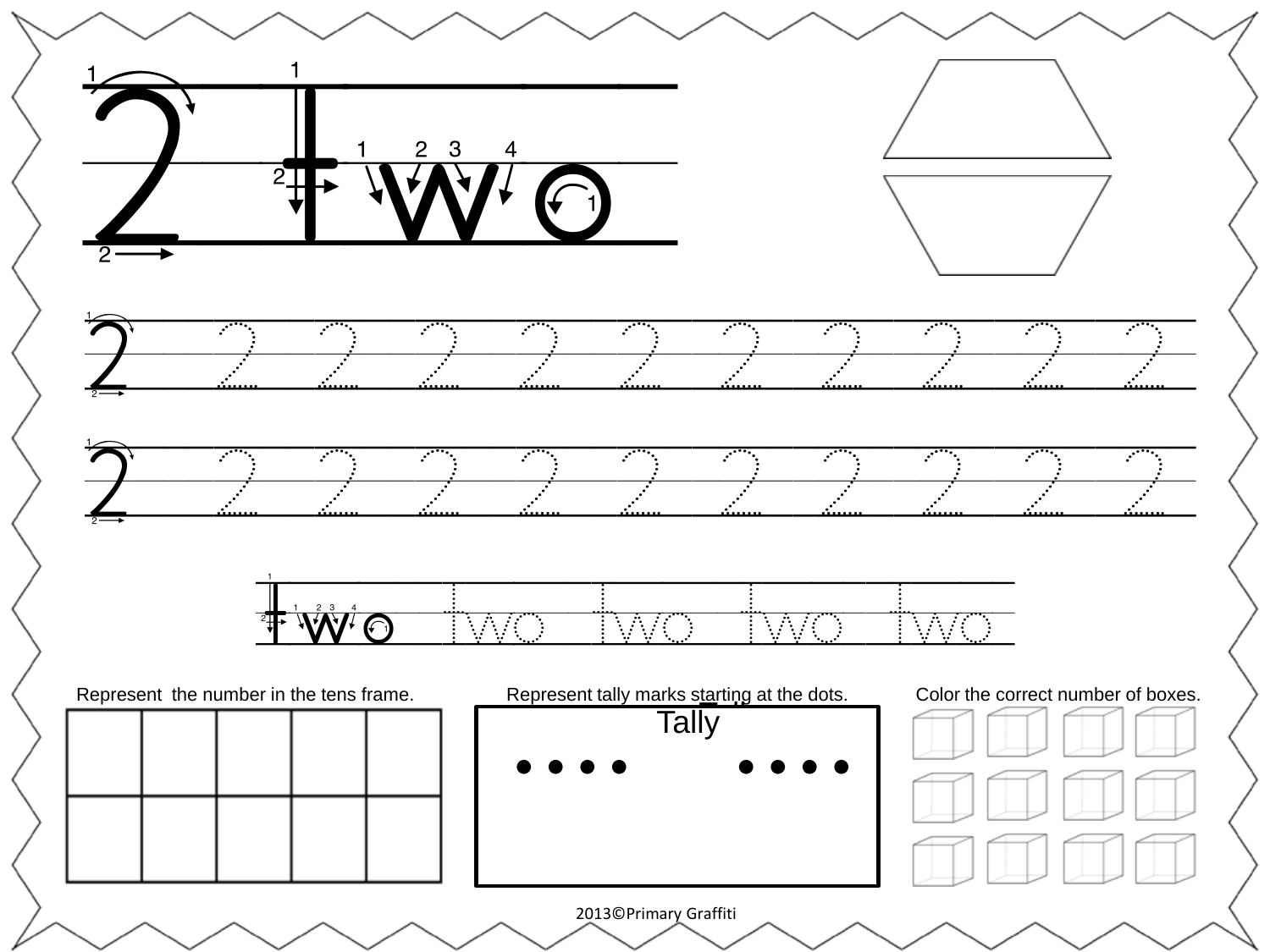# 2 two

2 2 2 2 2 2 2 2 2 2 2

2 2 2 2 2 2 2 2 2 2 2

two two two two two

Represent the number in the tens frame.

| | | | | |
|---|---|---|---|---|
| | | | | |
| | | | | |

Represent tally marks starting at the dots.

Tally

Color the correct number of boxes.

2013©Primary Graffiti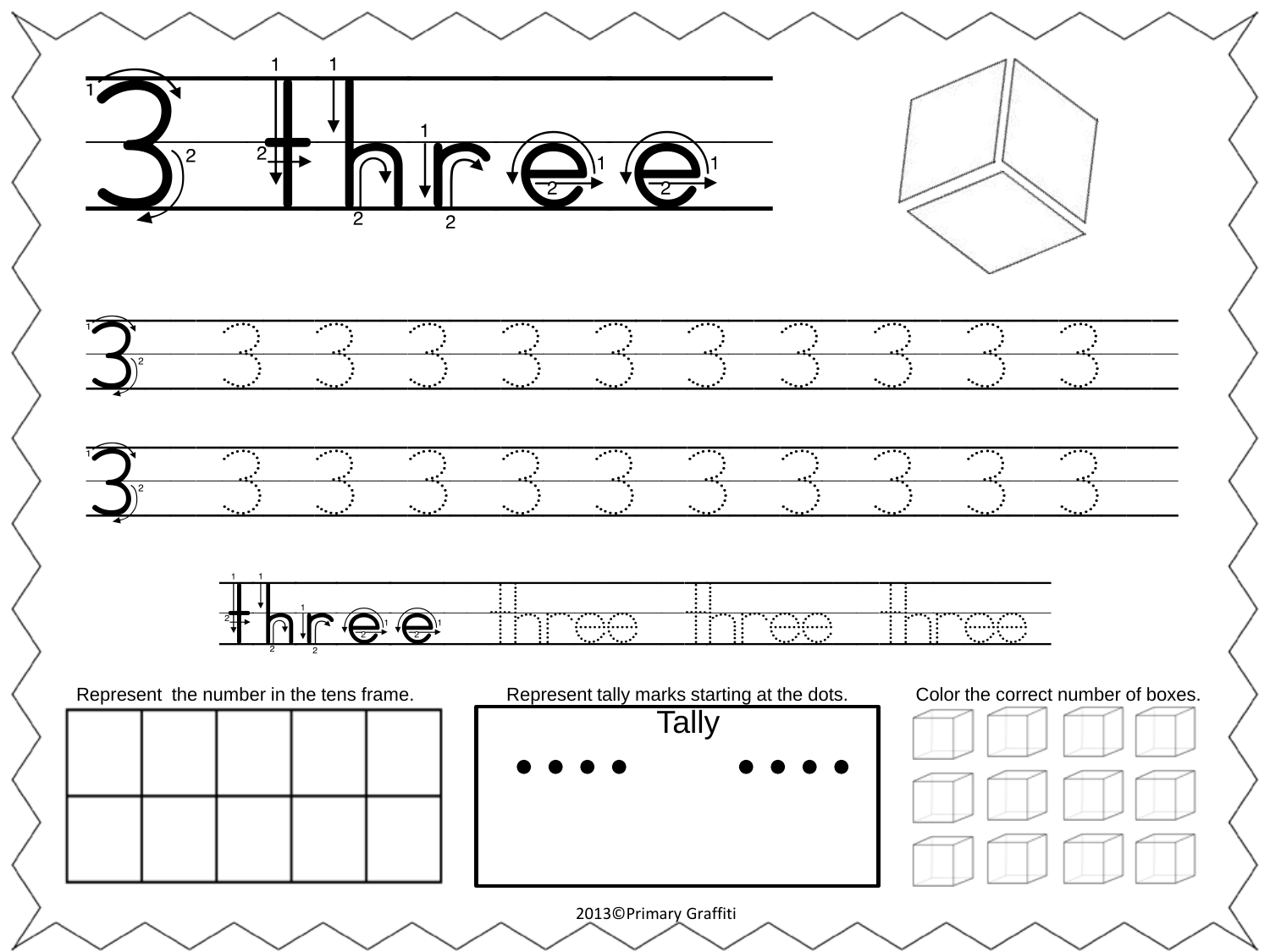# 3 three

3 3 3 3 3 3 3 3 3 3 3

3 3 3 3 3 3 3 3 3 3 3

three three three three

Represent the number in the tens frame.

| | | | | |
|---|---|---|---|---|
| | | | | |
| | | | | |

Represent tally marks starting at the dots.

Tally

Color the correct number of boxes.

2013©Primary Graffiti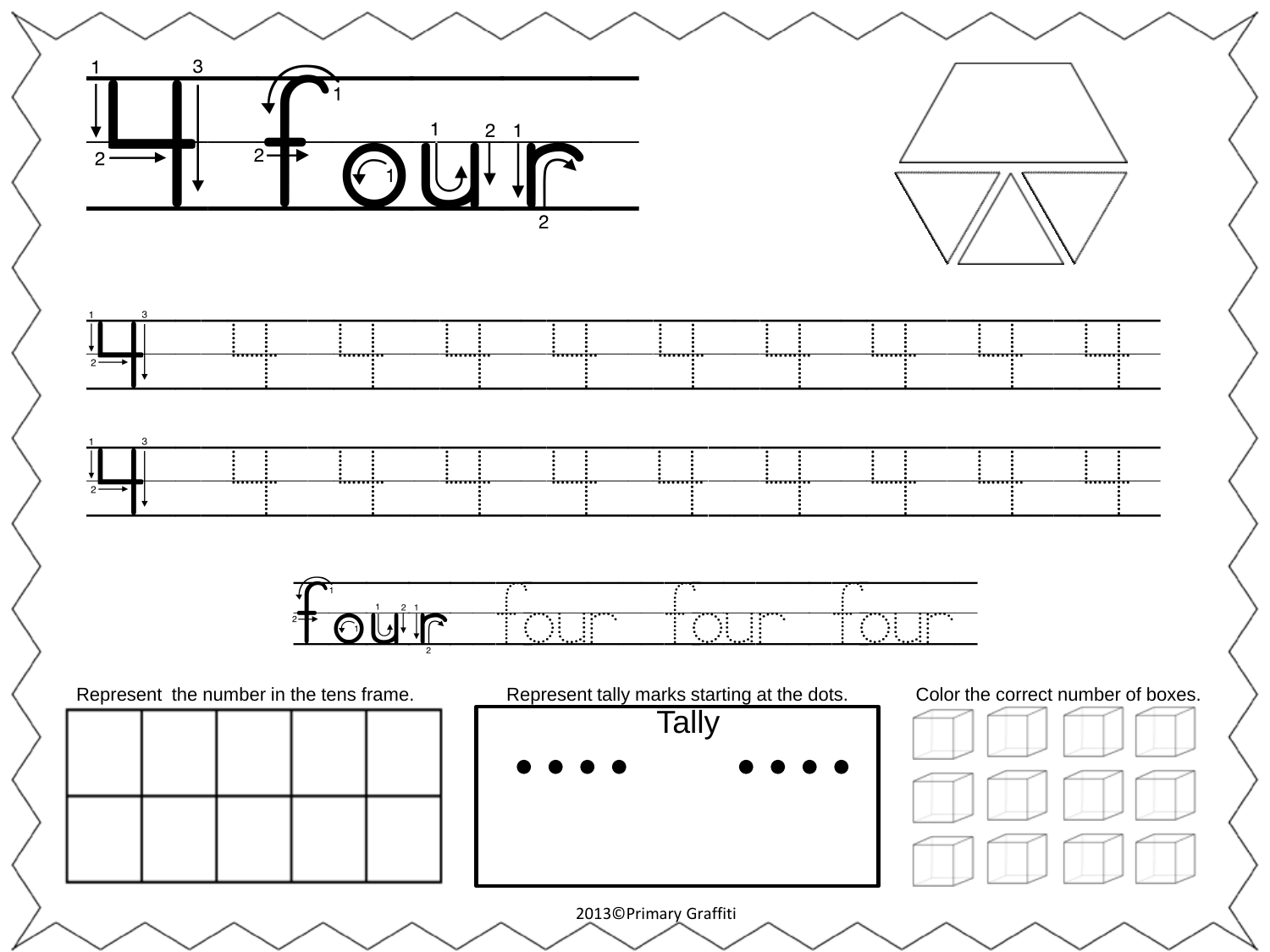# 4 four

4 4 4 4 4 4 4 4 4 4

4 4 4 4 4 4 4 4 4 4

four four four four

Represent the number in the tens frame.

| | | | | |
|---|---|---|---|---|
| | | | | |
| | | | | |

Represent tally marks starting at the dots.

Tally

• • • •     • • • •

Color the correct number of boxes.

2013©Primary Graffiti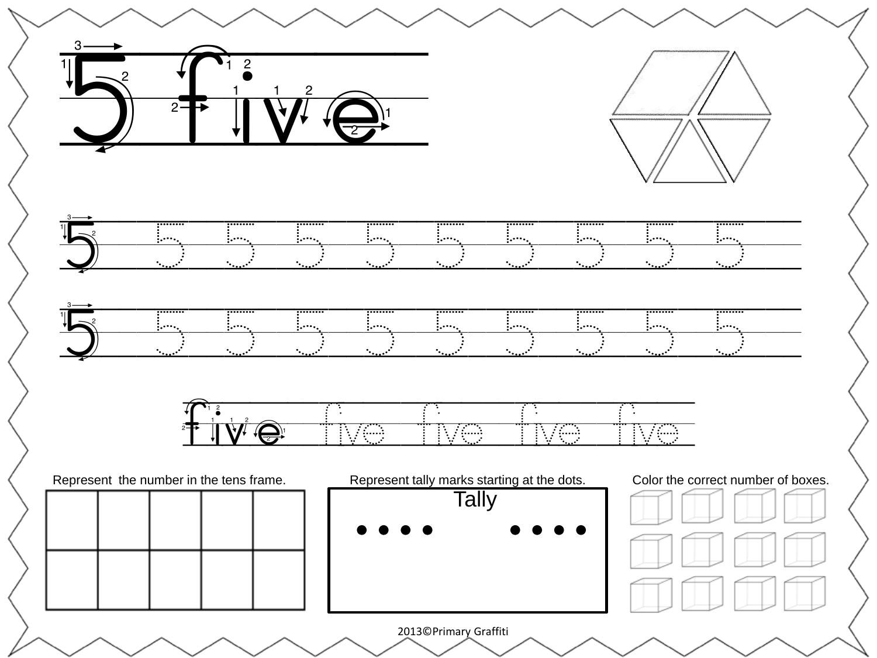# 5 five

5 5 5 5 5 5 5 5 5 5

5 5 5 5 5 5 5 5 5 5

five five five five five

Represent the number in the tens frame.

| | | | | |
|---|---|---|---|---|
| | | | | |
| | | | | |

Represent tally marks starting at the dots.

Tally

Color the correct number of boxes.

2013©Primary Graffiti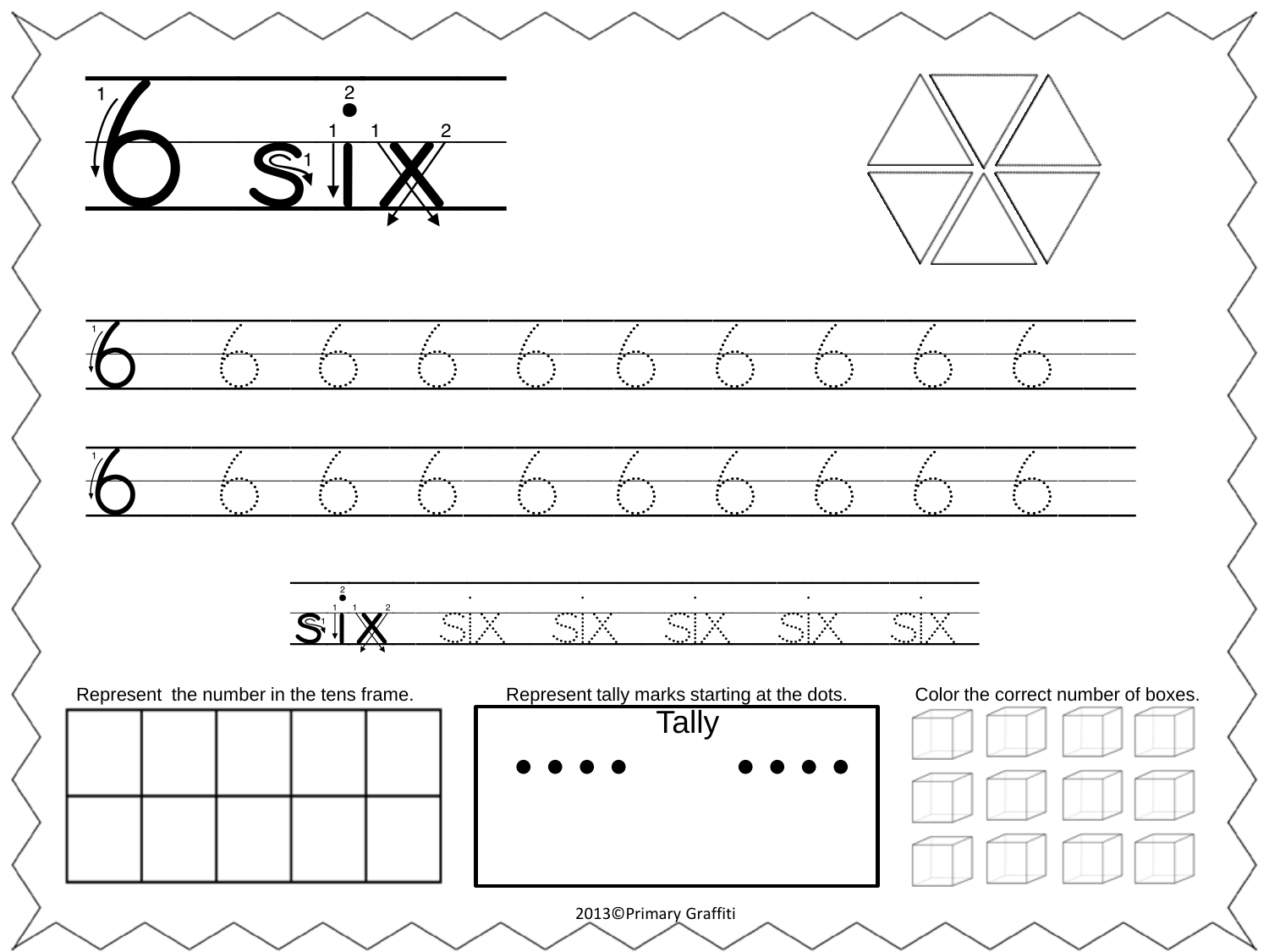# 6 six

6 6 6 6 6 6 6 6 6 6

6 6 6 6 6 6 6 6 6 6

six six six six six six

Represent the number in the tens frame.

| | | | | |
|---|---|---|---|---|
| | | | | |
| | | | | |

Represent tally marks starting at the dots.

Tally

Color the correct number of boxes.

2013©Primary Graffiti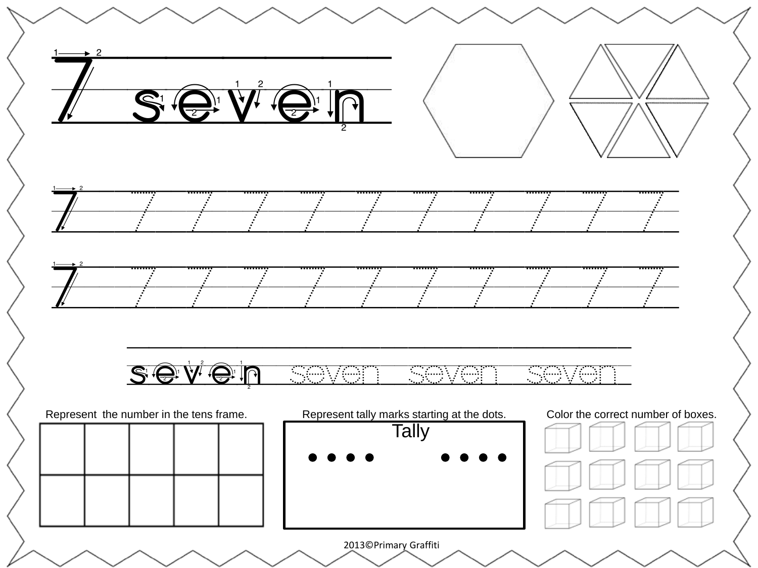# 7 seven

7 7 7 7 7 7 7 7 7 7 7

7 7 7 7 7 7 7 7 7 7 7

seven seven seven seven

Represent the number in the tens frame.

Represent tally marks starting at the dots.

Tally

Color the correct number of boxes.

2013©Primary Graffiti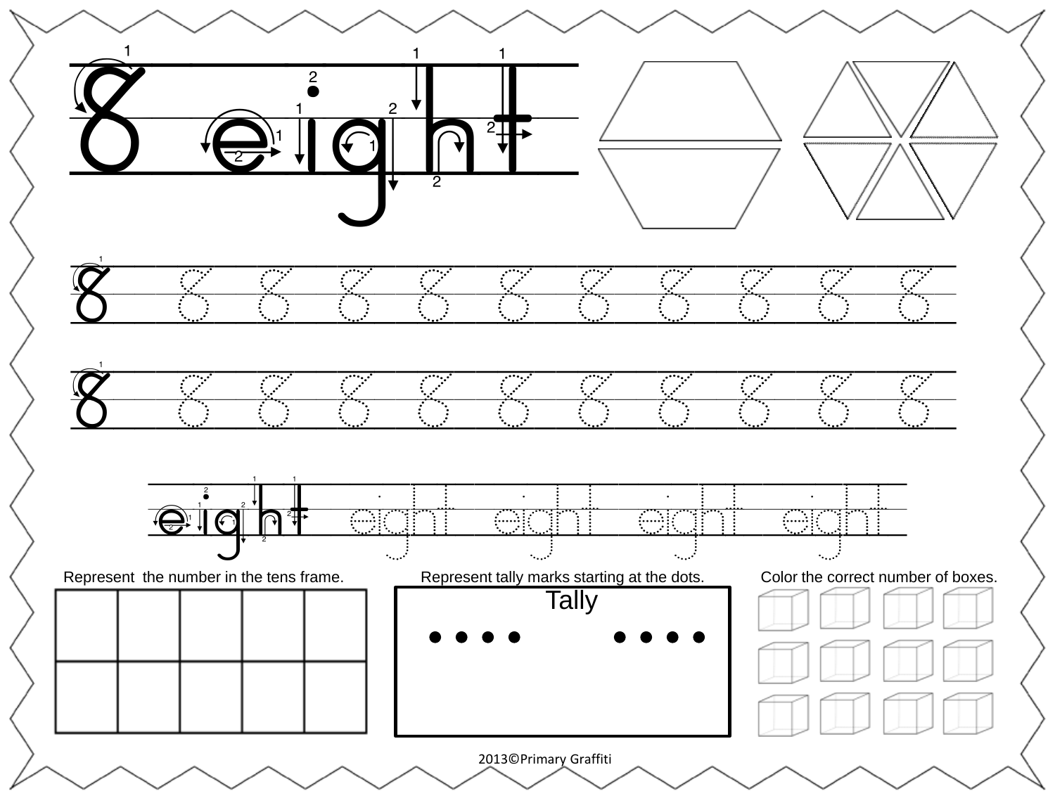# 8 eight

8 8 8 8 8 8 8 8 8 8 8

8 8 8 8 8 8 8 8 8 8 8

eight eight eight eight eight

Represent the number in the tens frame.

Represent tally marks starting at the dots.

Tally

Color the correct number of boxes.

2013©Primary Graffiti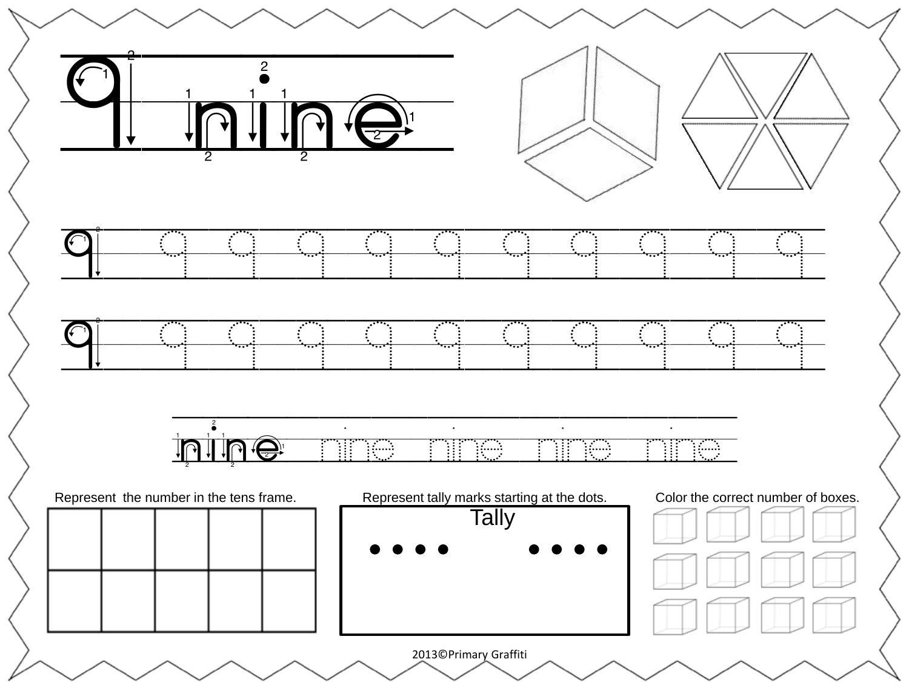# 9 nine

9 9 9 9 9 9 9 9 9 9 9

9 9 9 9 9 9 9 9 9 9 9

nine nine nine nine nine

Represent the number in the tens frame.

| | | | | |
|---|---|---|---|---|
| | | | | |
| | | | | |

Represent tally marks starting at the dots.

Tally

Color the correct number of boxes.

2013©Primary Graffiti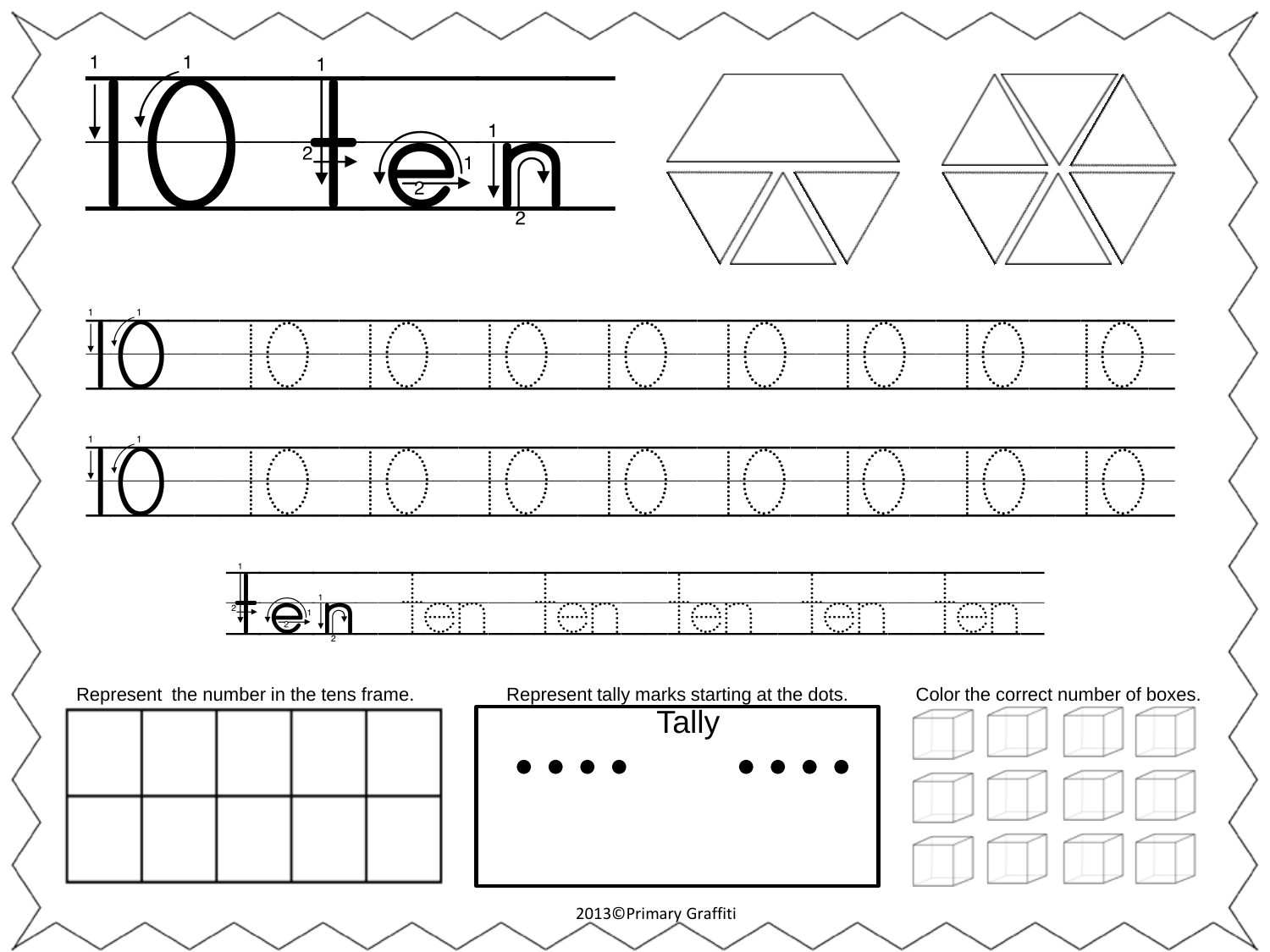# 10 ten

10 10 10 10 10 10 10 10 10

10 10 10 10 10 10 10 10 10

ten ten ten ten ten ten

Represent the number in the tens frame.

| | | | | |
|---|---|---|---|---|
| | | | | |
| | | | | |

Represent tally marks starting at the dots.

Tally

Color the correct number of boxes.

2013©Primary Graffiti